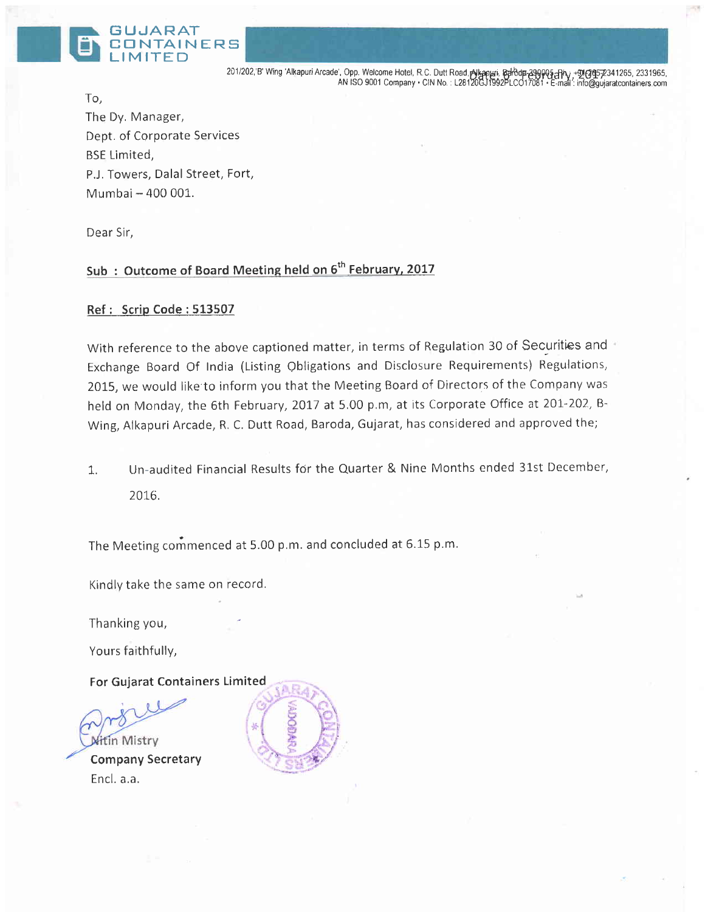# GUJARAT CONTAINERS LIMITED

201/202,'B' Wing 'Alkapuri Arcade', Opp. Welcome Hotel, R.C. Dutt Road, Alkapuri, Baroda-390005. Ph. : +91-265-2341265, 2331965,
AN ISO 9001 Company • CIN No. : L28120GJ1992PLC017081 • E-mail : info@gujaratcontainers.com

Date: 6th February, 2017

To,
The Dy. Manager,
Dept. of Corporate Services
BSE Limited,
P.J. Towers, Dalal Street, Fort,
Mumbai – 400 001.

Dear Sir,

**Sub : Outcome of Board Meeting held on 6th February, 2017**

**Ref : Scrip Code : 513507**

With reference to the above captioned matter, in terms of Regulation 30 of Securities and Exchange Board Of India (Listing Obligations and Disclosure Requirements) Regulations, 2015, we would like to inform you that the Meeting Board of Directors of the Company was held on Monday, the 6th February, 2017 at 5.00 p.m, at its Corporate Office at 201-202, B-Wing, Alkapuri Arcade, R. C. Dutt Road, Baroda, Gujarat, has considered and approved the;

1. Un-audited Financial Results for the Quarter & Nine Months ended 31st December, 2016.

The Meeting commenced at 5.00 p.m. and concluded at 6.15 p.m.

Kindly take the same on record.

Thanking you,

Yours faithfully,

**For Gujarat Containers Limited**

Nitin Mistry
**Company Secretary**
Encl. a.a.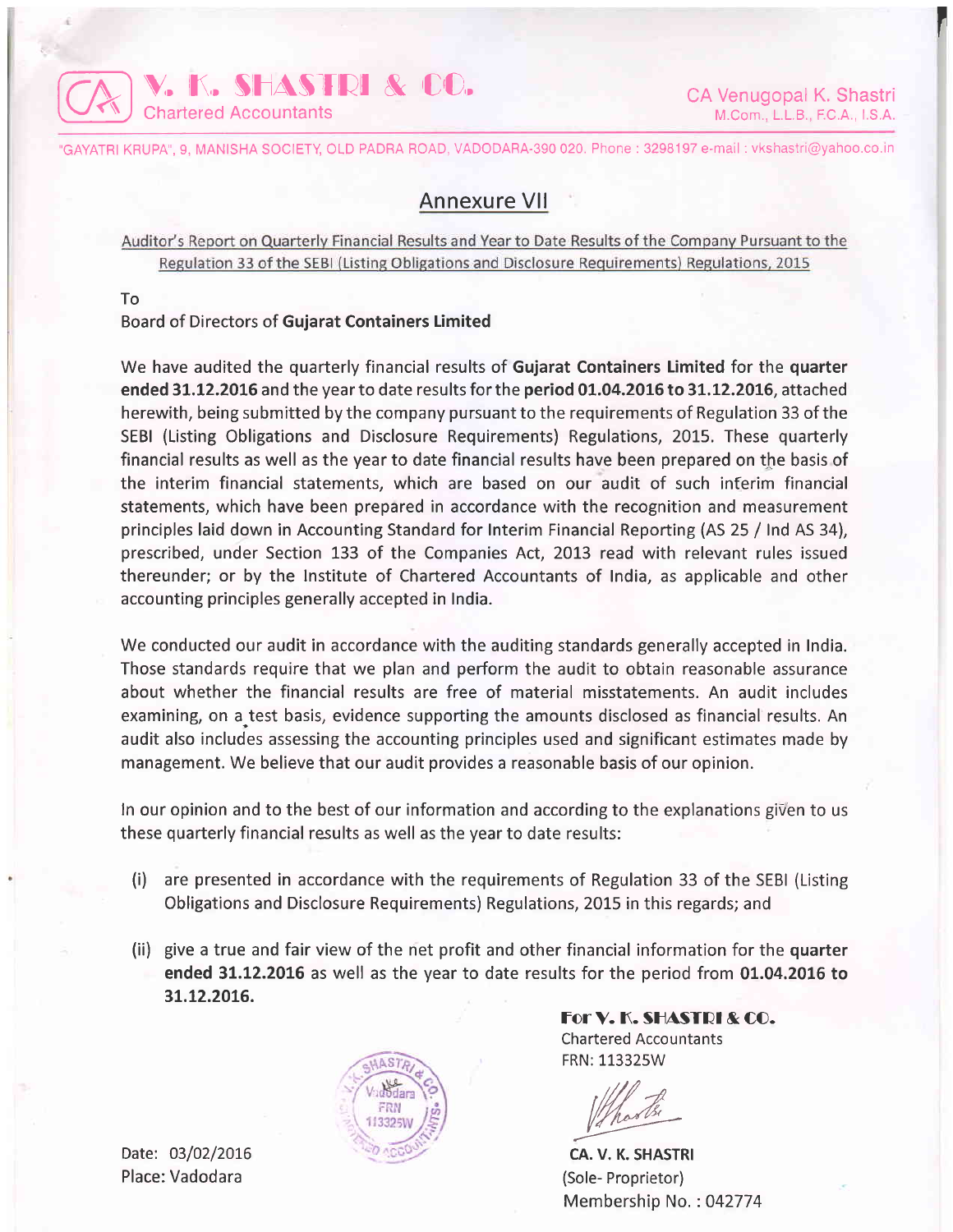**V. K. SHASTRI & CO.**
Chartered Accountants

CA Venugopal K. Shastri
M.Com., L.L.B., F.C.A., I.S.A.

"GAYATRI KRUPA", 9, MANISHA SOCIETY, OLD PADRA ROAD, VADODARA-390 020. Phone : 3298197 e-mail : vkshastri@yahoo.co.in

# Annexure VII

Auditor's Report on Quarterly Financial Results and Year to Date Results of the Company Pursuant to the Regulation 33 of the SEBI (Listing Obligations and Disclosure Requirements) Regulations, 2015

To
Board of Directors of **Gujarat Containers Limited**

We have audited the quarterly financial results of **Gujarat Containers Limited** for the **quarter ended 31.12.2016** and the year to date results for the **period 01.04.2016 to 31.12.2016**, attached herewith, being submitted by the company pursuant to the requirements of Regulation 33 of the SEBI (Listing Obligations and Disclosure Requirements) Regulations, 2015. These quarterly financial results as well as the year to date financial results have been prepared on the basis of the interim financial statements, which are based on our audit of such interim financial statements, which have been prepared in accordance with the recognition and measurement principles laid down in Accounting Standard for Interim Financial Reporting (AS 25 / Ind AS 34), prescribed, under Section 133 of the Companies Act, 2013 read with relevant rules issued thereunder; or by the Institute of Chartered Accountants of India, as applicable and other accounting principles generally accepted in India.

We conducted our audit in accordance with the auditing standards generally accepted in India. Those standards require that we plan and perform the audit to obtain reasonable assurance about whether the financial results are free of material misstatements. An audit includes examining, on a test basis, evidence supporting the amounts disclosed as financial results. An audit also includes assessing the accounting principles used and significant estimates made by management. We believe that our audit provides a reasonable basis of our opinion.

In our opinion and to the best of our information and according to the explanations given to us these quarterly financial results as well as the year to date results:

(i) are presented in accordance with the requirements of Regulation 33 of the SEBI (Listing Obligations and Disclosure Requirements) Regulations, 2015 in this regards; and

(ii) give a true and fair view of the net profit and other financial information for the **quarter ended 31.12.2016** as well as the year to date results for the period from **01.04.2016 to 31.12.2016.**

**For V. K. SHASTRI & CO.**
Chartered Accountants
FRN: 113325W

**CA. V. K. SHASTRI**
(Sole- Proprietor)
Membership No. : 042774

Date: 03/02/2016
Place: Vadodara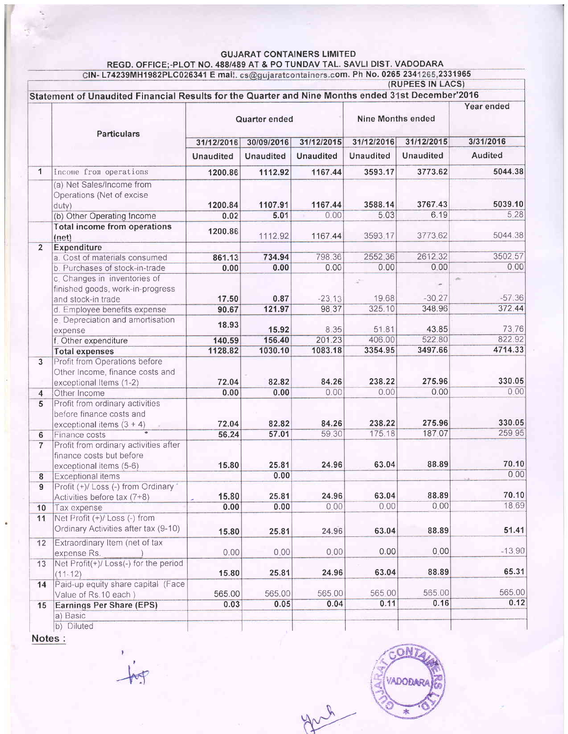# GUJARAT CONTAINERS LIMITED

REGD. OFFICE;-PLOT NO. 488/489 AT & PO TUNDAV TAL. SAVLI DIST. VADODARA

CIN- L74239MH1982PLC026341 E mail. cs@gujaratcontainers.com. Ph No. 0265 2341265,2331965

(RUPEES IN LACS)

## Statement of Unaudited Financial Results for the Quarter and Nine Months ended 31st December'2016

| | Particulars | Quarter ended | | | Nine Months ended | | Year ended |
|---|---|---|---|---|---|---|---|
| | | 31/12/2016 | 30/09/2016 | 31/12/2015 | 31/12/2016 | 31/12/2015 | 3/31/2016 |
| | | Unaudited | Unaudited | Unaudited | Unaudited | Unaudited | Audited |
| 1 | Income from operations | 1200.86 | 1112.92 | 1167.44 | 3593.17 | 3773.62 | 5044.38 |
| | (a) Net Sales/Income from Operations (Net of excise duty) | 1200.84 | 1107.91 | 1167.44 | 3588.14 | 3767.43 | 5039.10 |
| | (b) Other Operating Income | 0.02 | 5.01 | 0.00 | 5.03 | 6.19 | 5.28 |
| | **Total income from operations (net)** | 1200.86 | 1112.92 | 1167.44 | 3593.17 | 3773.62 | 5044.38 |
| 2 | **Expenditure** | | | | | | |
| | a. Cost of materials consumed | 861.13 | 734.94 | 798.36 | 2552.36 | 2612.32 | 3502.57 |
| | b. Purchases of stock-in-trade | 0.00 | 0.00 | 0.00 | 0.00 | 0.00 | 0.00 |
| | c. Changes in inventories of finished goods, work-in-progress and stock-in trade | 17.50 | 0.87 | -23.13 | 19.68 | -30.27 | -57.36 |
| | d. Employee benefits expense | 90.67 | 121.97 | 98.37 | 325.10 | 348.96 | 372.44 |
| | e. Depreciation and amortisation expense | 18.93 | 15.92 | 8.35 | 51.81 | 43.85 | 73.76 |
| | f. Other expenditure | 140.59 | 156.40 | 201.23 | 406.00 | 522.80 | 822.92 |
| | **Total expenses** | 1128.82 | 1030.10 | 1083.18 | 3354.95 | 3497.66 | 4714.33 |
| 3 | Profit from Operations before Other Income, finance costs and exceptional Items (1-2) | 72.04 | 82.82 | 84.26 | 238.22 | 275.96 | 330.05 |
| 4 | Other Income | 0.00 | 0.00 | 0.00 | 0.00 | 0.00 | 0.00 |
| 5 | Profit from ordinary activities before finance costs and exceptional items (3 + 4) | 72.04 | 82.82 | 84.26 | 238.22 | 275.96 | 330.05 |
| 6 | Finance costs | 56.24 | 57.01 | 59.30 | 175.18 | 187.07 | 259.95 |
| 7 | Profit from ordinary activities after finance costs but before exceptional items (5-6) | 15.80 | 25.81 | 24.96 | 63.04 | 88.89 | 70.10 |
| 8 | Exceptional items | | 0.00 | | | | 0.00 |
| 9 | Profit (+)/ Loss (-) from Ordinary Activities before tax (7+8) | 15.80 | 25.81 | 24.96 | 63.04 | 88.89 | 70.10 |
| 10 | Tax expense | 0.00 | 0.00 | 0.00 | 0.00 | 0.00 | 18.69 |
| 11 | Net Profit (+)/ Loss (-) from Ordinary Activities after tax (9-10) | 15.80 | 25.81 | 24.96 | 63.04 | 88.89 | 51.41 |
| 12 | Extraordinary Item (net of tax expense Rs. ) | 0.00 | 0.00 | 0.00 | 0.00 | 0.00 | -13.90 |
| 13 | Net Profit(+)/ Loss(-) for the period (11-12) | 15.80 | 25.81 | 24.96 | 63.04 | 88.89 | 65.31 |
| 14 | Paid-up equity share capital (Face Value of Rs.10 each ) | 565.00 | 565.00 | 565.00 | 565.00 | 565.00 | 565.00 |
| 15 | **Earnings Per Share (EPS)** | 0.03 | 0.05 | 0.04 | 0.11 | 0.16 | 0.12 |
| | a) Basic | | | | | | |
| | b) Diluted | | | | | | |

**Notes :**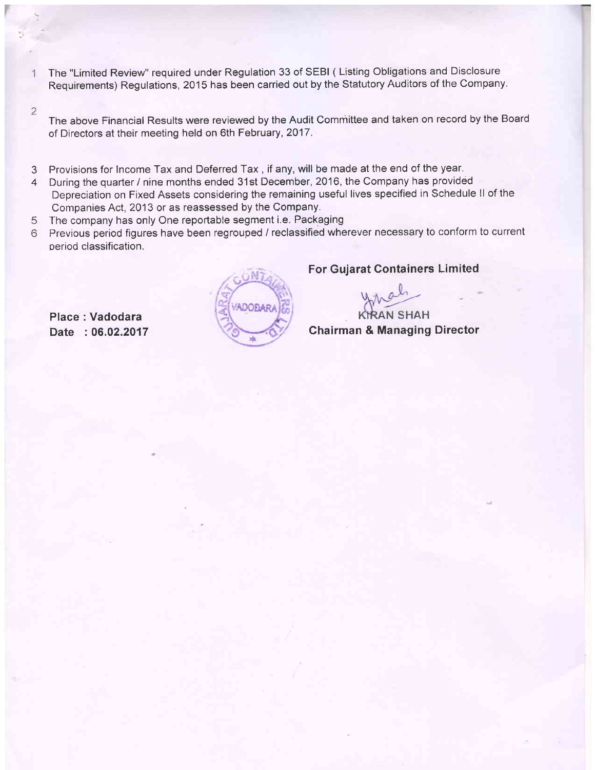1. The "Limited Review" required under Regulation 33 of SEBI ( Listing Obligations and Disclosure Requirements) Regulations, 2015 has been carried out by the Statutory Auditors of the Company.

2. The above Financial Results were reviewed by the Audit Committee and taken on record by the Board of Directors at their meeting held on 6th February, 2017.

3. Provisions for Income Tax and Deferred Tax , if any, will be made at the end of the year.
4. During the quarter / nine months ended 31st December, 2016, the Company has provided Depreciation on Fixed Assets considering the remaining useful lives specified in Schedule II of the Companies Act, 2013 or as reassessed by the Company.
5. The company has only One reportable segment i.e. Packaging
6. Previous period figures have been regrouped / reclassified wherever necessary to conform to current period classification.

**For Gujarat Containers Limited**

**KIRAN SHAH**
**Chairman & Managing Director**

**Place : Vadodara**
**Date : 06.02.2017**